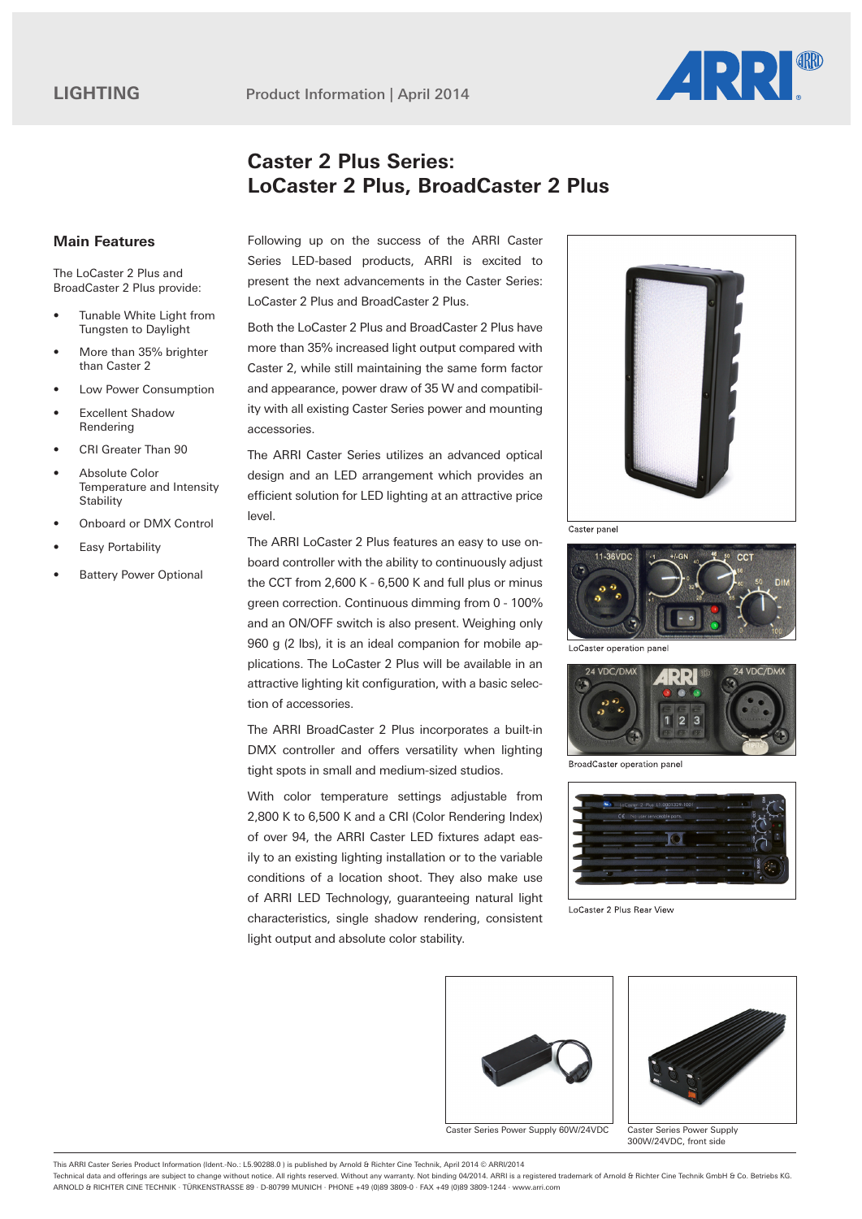LIGHTING

Product Information | April 2014

# Caster 2 Plus Series: LoCaster 2 Plus, BroadCaster 2 Plus

## Main Features

The LoCaster 2 Plus and BroadCaster 2 Plus provide:

- Tunable White Light from Tungsten to Daylight
- More than 35% brighter than Caster 2
- Low Power Consumption
- Excellent Shadow Rendering
- CRI Greater Than 90
- Absolute Color Temperature and Intensity Stability
- Onboard or DMX Control
- Easy Portability
- Battery Power Optional

Following up on the success of the ARRI Caster Series LED-based products, ARRI is excited to present the next advancements in the Caster Series: LoCaster 2 Plus and BroadCaster 2 Plus.

Both the LoCaster 2 Plus and BroadCaster 2 Plus have more than 35% increased light output compared with Caster 2, while still maintaining the same form factor and appearance, power draw of 35 W and compatibility with all existing Caster Series power and mounting accessories.

The ARRI Caster Series utilizes an advanced optical design and an LED arrangement which provides an efficient solution for LED lighting at an attractive price level.

The ARRI LoCaster 2 Plus features an easy to use onboard controller with the ability to continuously adjust the CCT from 2,600 K - 6,500 K and full plus or minus green correction. Continuous dimming from 0 - 100% and an ON/OFF switch is also present. Weighing only 960 g (2 lbs), it is an ideal companion for mobile applications. The LoCaster 2 Plus will be available in an attractive lighting kit configuration, with a basic selection of accessories.

The ARRI BroadCaster 2 Plus incorporates a built-in DMX controller and offers versatility when lighting tight spots in small and medium-sized studios.

With color temperature settings adjustable from 2,800 K to 6,500 K and a CRI (Color Rendering Index) of over 94, the ARRI Caster LED fixtures adapt easily to an existing lighting installation or to the variable conditions of a location shoot. They also make use of ARRI LED Technology, guaranteeing natural light characteristics, single shadow rendering, consistent light output and absolute color stability.

Caster panel

LoCaster operation panel

BroadCaster operation panel

LoCaster 2 Plus Rear View

Caster Series Power Supply 60W/24VDC

Caster Series Power Supply 300W/24VDC, front side

This ARRI Caster Series Product Information (Ident.-No.: L5.90288.0 ) is published by Arnold & Richter Cine Technik, April 2014 © ARRI/2014
Technical data and offerings are subject to change without notice. All rights reserved. Without any warranty. Not binding 04/2014. ARRI is a registered trademark of Arnold & Richter Cine Technik GmbH & Co. Betriebs KG.
ARNOLD & RICHTER CINE TECHNIK · TÜRKENSTRASSE 89 · D-80799 MUNICH · PHONE +49 (0)89 3809-0 · FAX +49 (0)89 3809-1244 · www.arri.com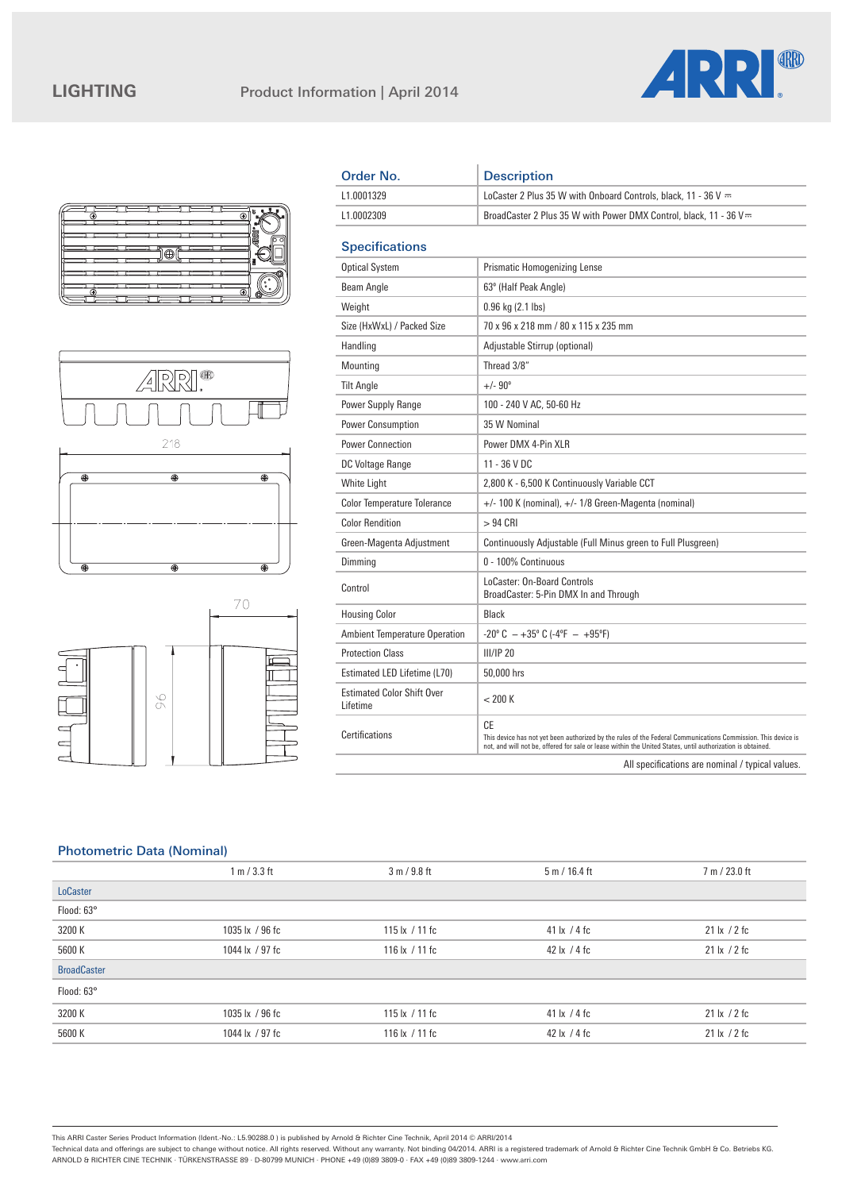LIGHTING

Product Information | April 2014

| Order No. | Description |
|---|---|
| L1.0001329 | LoCaster 2 Plus 35 W with Onboard Controls, black, 11 - 36 V ⎓ |
| L1.0002309 | BroadCaster 2 Plus 35 W with Power DMX Control, black, 11 - 36 V ⎓ |

## Specifications

| | |
|---|---|
| Optical System | Prismatic Homogenizing Lense |
| Beam Angle | 63° (Half Peak Angle) |
| Weight | 0.96 kg (2.1 lbs) |
| Size (HxWxL) / Packed Size | 70 x 96 x 218 mm / 80 x 115 x 235 mm |
| Handling | Adjustable Stirrup (optional) |
| Mounting | Thread 3/8" |
| Tilt Angle | +/- 90° |
| Power Supply Range | 100 - 240 V AC, 50-60 Hz |
| Power Consumption | 35 W Nominal |
| Power Connection | Power DMX 4-Pin XLR |
| DC Voltage Range | 11 - 36 V DC |
| White Light | 2,800 K - 6,500 K Continuously Variable CCT |
| Color Temperature Tolerance | +/- 100 K (nominal), +/- 1/8 Green-Magenta (nominal) |
| Color Rendition | > 94 CRI |
| Green-Magenta Adjustment | Continuously Adjustable (Full Minus green to Full Plusgreen) |
| Dimming | 0 - 100% Continuous |
| Control | LoCaster: On-Board Controls<br>BroadCaster: 5-Pin DMX In and Through |
| Housing Color | Black |
| Ambient Temperature Operation | -20° C – +35° C (-4°F – +95°F) |
| Protection Class | III/IP 20 |
| Estimated LED Lifetime (L70) | 50,000 hrs |
| Estimated Color Shift Over Lifetime | < 200 K |
| Certifications | CE<br>This device has not yet been authorized by the rules of the Federal Communications Commission. This device is not, and will not be, offered for sale or lease within the United States, until authorization is obtained. |

All specifications are nominal / typical values.

218

70

96

## Photometric Data (Nominal)

| | 1 m / 3.3 ft | 3 m / 9.8 ft | 5 m / 16.4 ft | 7 m / 23.0 ft |
|---|---|---|---|---|
| LoCaster | | | | |
| Flood: 63° | | | | |
| 3200 K | 1035 lx / 96 fc | 115 lx / 11 fc | 41 lx / 4 fc | 21 lx / 2 fc |
| 5600 K | 1044 lx / 97 fc | 116 lx / 11 fc | 42 lx / 4 fc | 21 lx / 2 fc |
| BroadCaster | | | | |
| Flood: 63° | | | | |
| 3200 K | 1035 lx / 96 fc | 115 lx / 11 fc | 41 lx / 4 fc | 21 lx / 2 fc |
| 5600 K | 1044 lx / 97 fc | 116 lx / 11 fc | 42 lx / 4 fc | 21 lx / 2 fc |

This ARRI Caster Series Product Information (Ident.-No.: L5.90288.0 ) is published by Arnold & Richter Cine Technik, April 2014 © ARRI/2014
Technical data and offerings are subject to change without notice. All rights reserved. Without any warranty. Not binding 04/2014. ARRI is a registered trademark of Arnold & Richter Cine Technik GmbH & Co. Betriebs KG.
ARNOLD & RICHTER CINE TECHNIK · TÜRKENSTRASSE 89 · D-80799 MUNICH · PHONE +49 (0)89 3809-0 · FAX +49 (0)89 3809-1244 · www.arri.com